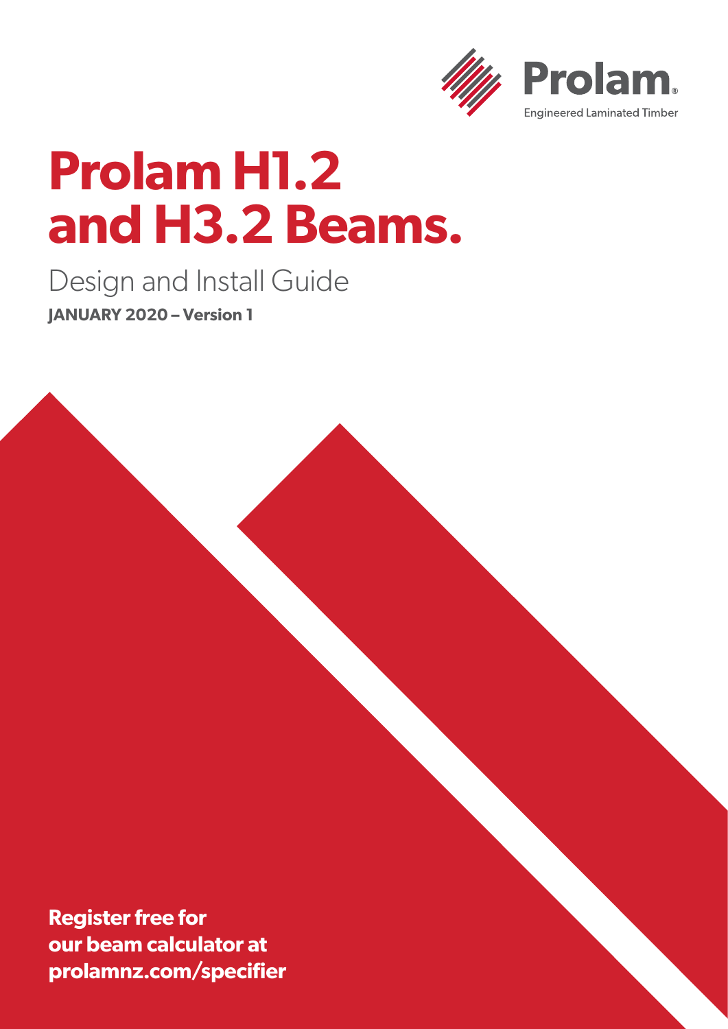Prolam

Engineered Laminated Timber

# Prolam H1.2 and H3.2 Beams.

## Design and Install Guide

**JANUARY 2020 – Version 1**

**Register free for our beam calculator at prolamnz.com/specifier**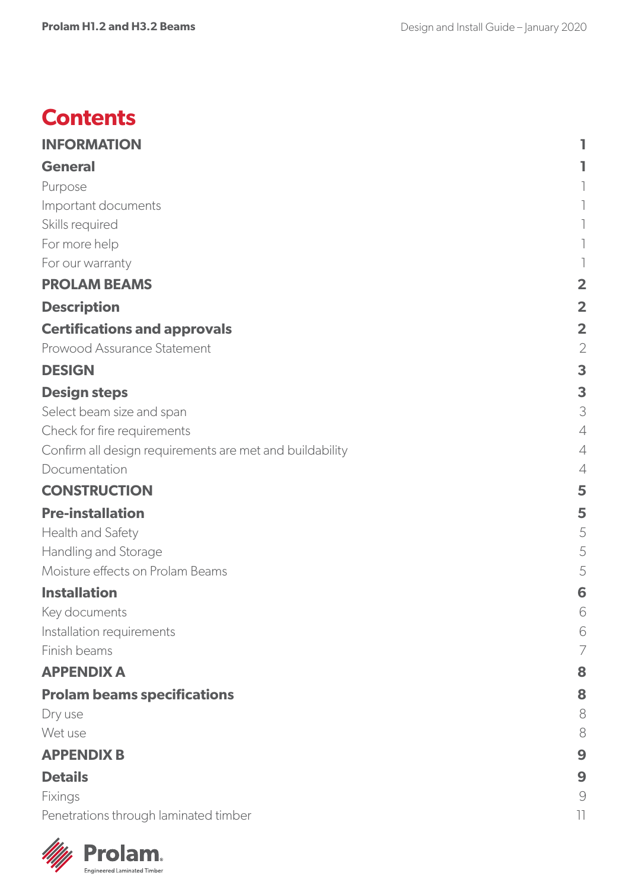# Contents

| | |
|---|---|
| **INFORMATION** | **1** |
| **General** | **1** |
| Purpose | 1 |
| Important documents | 1 |
| Skills required | 1 |
| For more help | 1 |
| For our warranty | 1 |
| **PROLAM BEAMS** | **2** |
| **Description** | **2** |
| **Certifications and approvals** | **2** |
| Prowood Assurance Statement | 2 |
| **DESIGN** | **3** |
| **Design steps** | **3** |
| Select beam size and span | 3 |
| Check for fire requirements | 4 |
| Confirm all design requirements are met and buildability | 4 |
| Documentation | 4 |
| **CONSTRUCTION** | **5** |
| **Pre-installation** | **5** |
| Health and Safety | 5 |
| Handling and Storage | 5 |
| Moisture effects on Prolam Beams | 5 |
| **Installation** | **6** |
| Key documents | 6 |
| Installation requirements | 6 |
| Finish beams | 7 |
| **APPENDIX A** | **8** |
| **Prolam beams specifications** | **8** |
| Dry use | 8 |
| Wet use | 8 |
| **APPENDIX B** | **9** |
| **Details** | **9** |
| Fixings | 9 |
| Penetrations through laminated timber | 11 |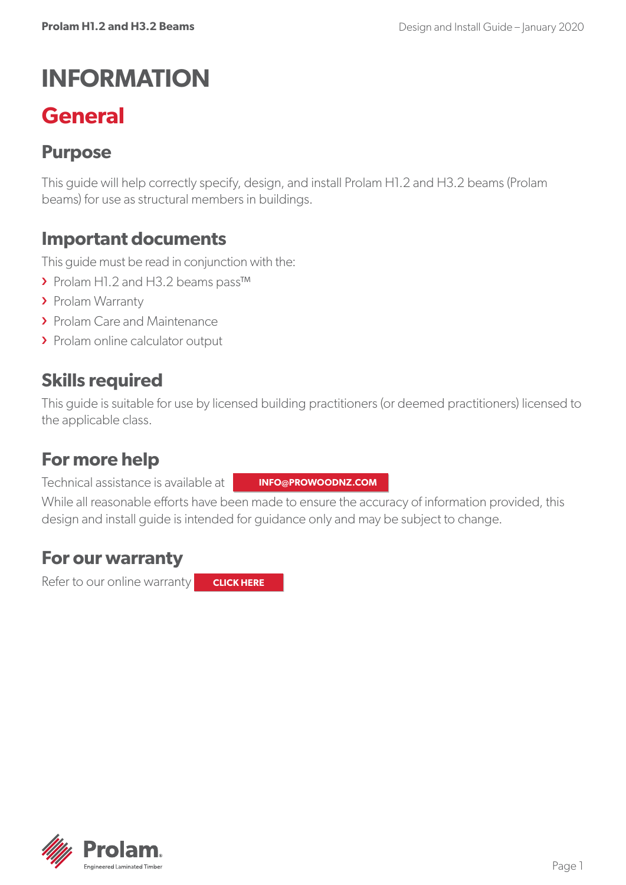# INFORMATION

## General

### Purpose

This guide will help correctly specify, design, and install Prolam H1.2 and H3.2 beams (Prolam beams) for use as structural members in buildings.

### Important documents

This guide must be read in conjunction with the:

- Prolam H1.2 and H3.2 beams pass™
- Prolam Warranty
- Prolam Care and Maintenance
- Prolam online calculator output

### Skills required

This guide is suitable for use by licensed building practitioners (or deemed practitioners) licensed to the applicable class.

### For more help

Technical assistance is available at **INFO@PROWOODNZ.COM**

While all reasonable efforts have been made to ensure the accuracy of information provided, this design and install guide is intended for guidance only and may be subject to change.

### For our warranty

Refer to our online warranty **CLICK HERE**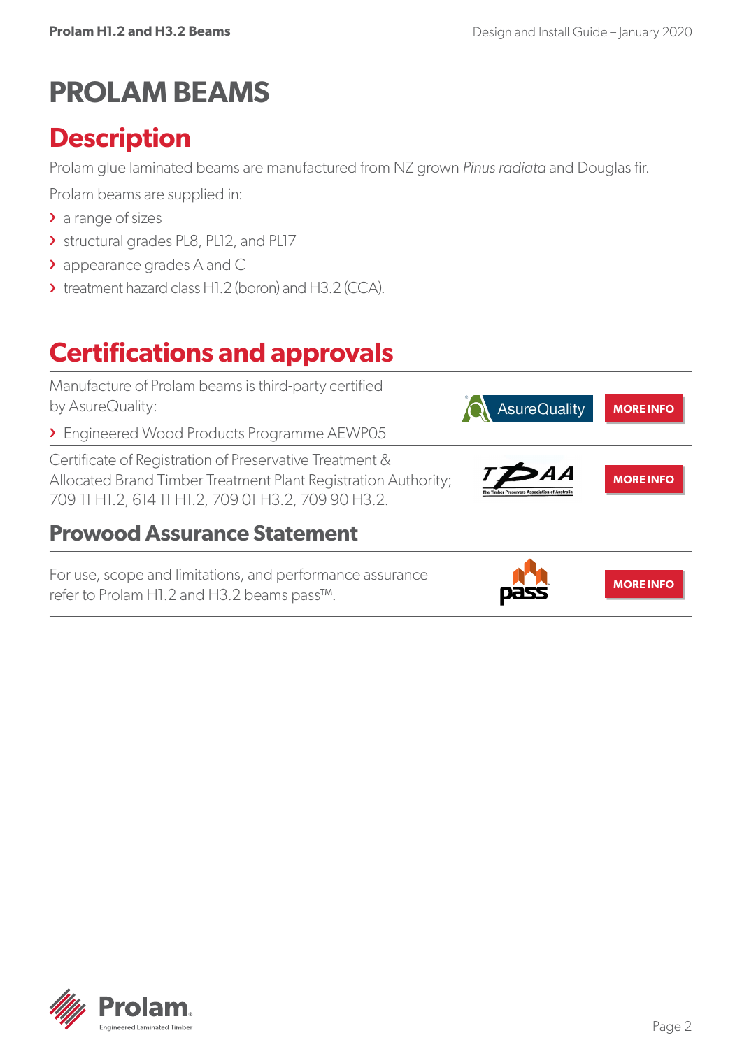# PROLAM BEAMS

## Description

Prolam glue laminated beams are manufactured from NZ grown *Pinus radiata* and Douglas fir.

Prolam beams are supplied in:

- a range of sizes
- structural grades PL8, PL12, and PL17
- appearance grades A and C
- treatment hazard class H1.2 (boron) and H3.2 (CCA).

## Certifications and approvals

Manufacture of Prolam beams is third-party certified by AsureQuality:

- Engineered Wood Products Programme AEWP05

MORE INFO

Certificate of Registration of Preservative Treatment & Allocated Brand Timber Treatment Plant Registration Authority; 709 11 H1.2, 614 11 H1.2, 709 01 H3.2, 709 90 H3.2.

MORE INFO

### Prowood Assurance Statement

For use, scope and limitations, and performance assurance refer to Prolam H1.2 and H3.2 beams pass™.

MORE INFO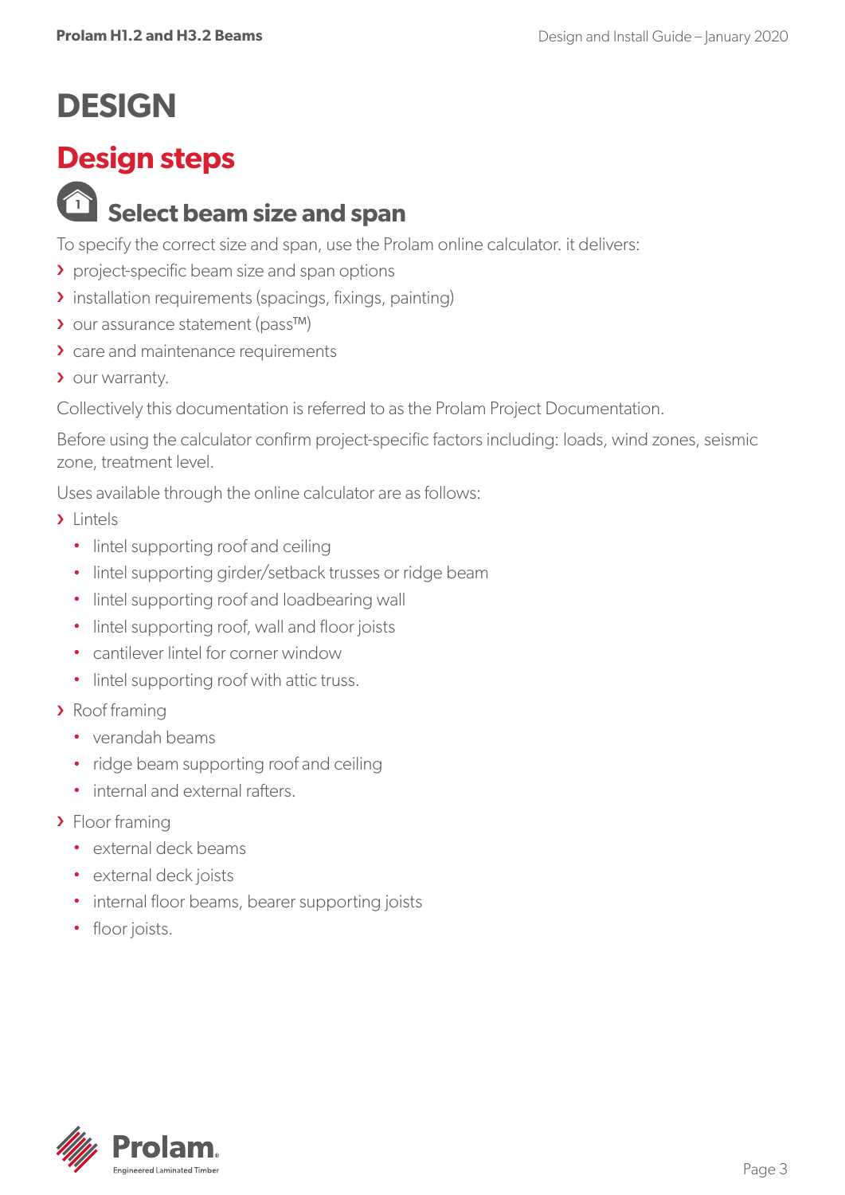# DESIGN

## Design steps

### 1 Select beam size and span

To specify the correct size and span, use the Prolam online calculator. it delivers:

- project-specific beam size and span options
- installation requirements (spacings, fixings, painting)
- our assurance statement (pass™)
- care and maintenance requirements
- our warranty.

Collectively this documentation is referred to as the Prolam Project Documentation.

Before using the calculator confirm project-specific factors including: loads, wind zones, seismic zone, treatment level.

Uses available through the online calculator are as follows:

- Lintels
  - lintel supporting roof and ceiling
  - lintel supporting girder/setback trusses or ridge beam
  - lintel supporting roof and loadbearing wall
  - lintel supporting roof, wall and floor joists
  - cantilever lintel for corner window
  - lintel supporting roof with attic truss.
- Roof framing
  - verandah beams
  - ridge beam supporting roof and ceiling
  - internal and external rafters.
- Floor framing
  - external deck beams
  - external deck joists
  - internal floor beams, bearer supporting joists
  - floor joists.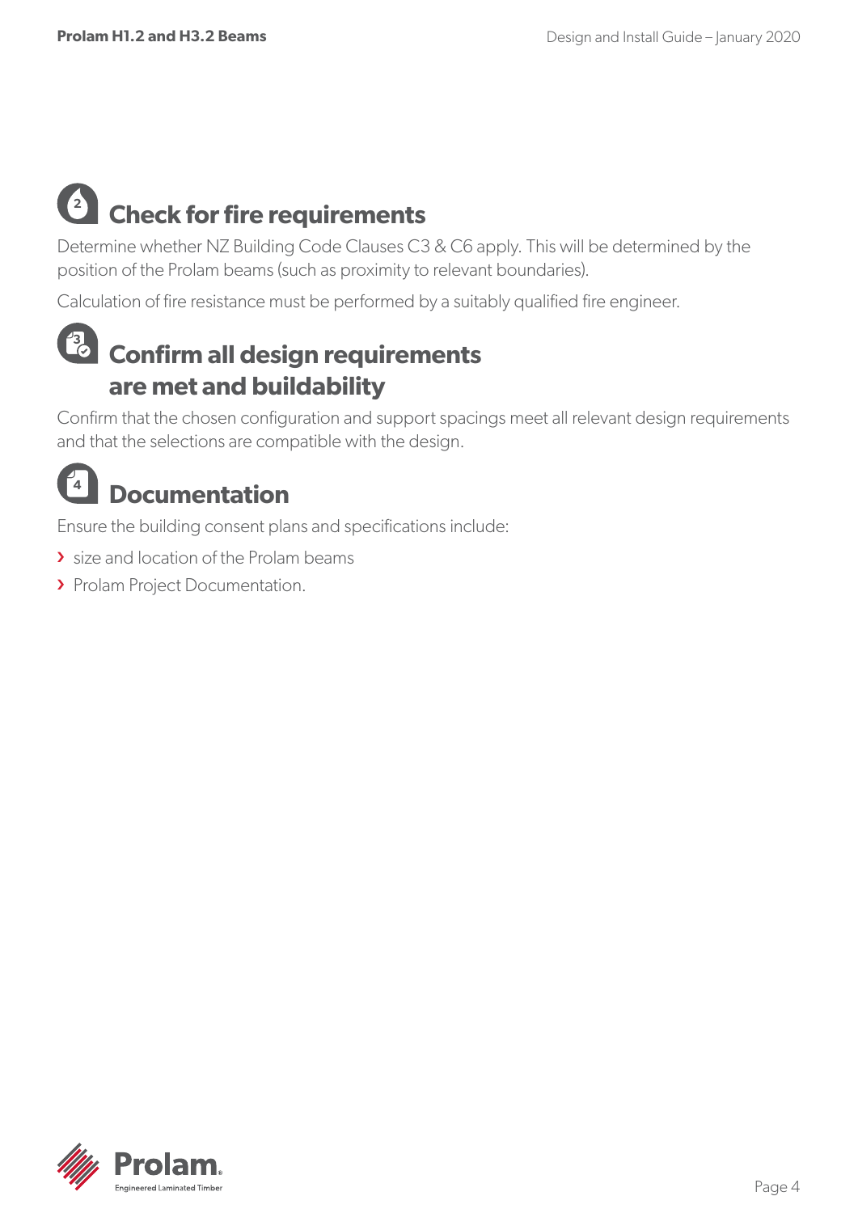## 2 Check for fire requirements

Determine whether NZ Building Code Clauses C3 & C6 apply. This will be determined by the position of the Prolam beams (such as proximity to relevant boundaries).

Calculation of fire resistance must be performed by a suitably qualified fire engineer.

## 3 Confirm all design requirements are met and buildability

Confirm that the chosen configuration and support spacings meet all relevant design requirements and that the selections are compatible with the design.

## 4 Documentation

Ensure the building consent plans and specifications include:

- size and location of the Prolam beams
- Prolam Project Documentation.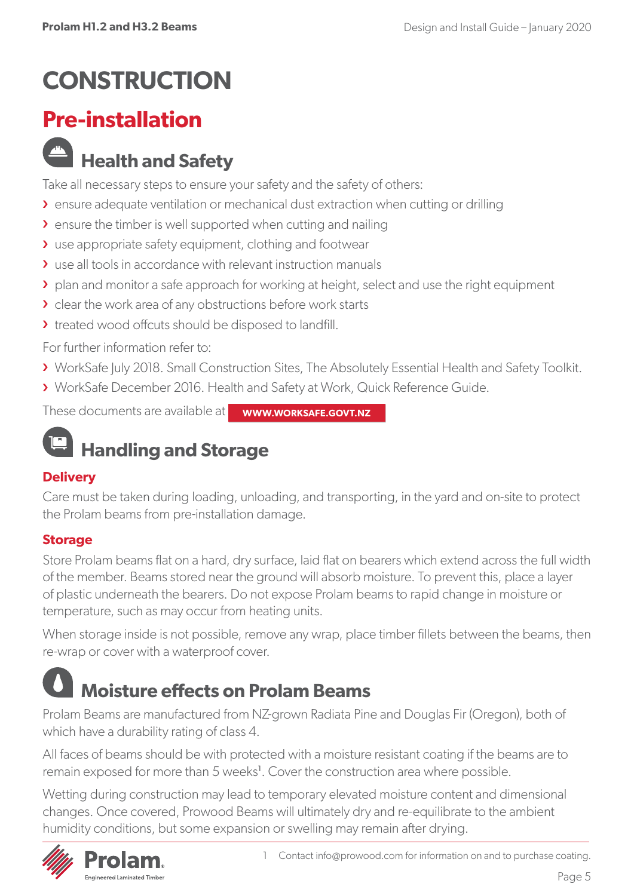# CONSTRUCTION

## Pre-installation

### Health and Safety

Take all necessary steps to ensure your safety and the safety of others:

- ensure adequate ventilation or mechanical dust extraction when cutting or drilling
- ensure the timber is well supported when cutting and nailing
- use appropriate safety equipment, clothing and footwear
- use all tools in accordance with relevant instruction manuals
- plan and monitor a safe approach for working at height, select and use the right equipment
- clear the work area of any obstructions before work starts
- treated wood offcuts should be disposed to landfill.

For further information refer to:

- WorkSafe July 2018. Small Construction Sites, The Absolutely Essential Health and Safety Toolkit.
- WorkSafe December 2016. Health and Safety at Work, Quick Reference Guide.

These documents are available at **WWW.WORKSAFE.GOVT.NZ**

### Handling and Storage

#### Delivery

Care must be taken during loading, unloading, and transporting, in the yard and on-site to protect the Prolam beams from pre-installation damage.

#### Storage

Store Prolam beams flat on a hard, dry surface, laid flat on bearers which extend across the full width of the member. Beams stored near the ground will absorb moisture. To prevent this, place a layer of plastic underneath the bearers. Do not expose Prolam beams to rapid change in moisture or temperature, such as may occur from heating units.

When storage inside is not possible, remove any wrap, place timber fillets between the beams, then re-wrap or cover with a waterproof cover.

### Moisture effects on Prolam Beams

Prolam Beams are manufactured from NZ-grown Radiata Pine and Douglas Fir (Oregon), both of which have a durability rating of class 4.

All faces of beams should be with protected with a moisture resistant coating if the beams are to remain exposed for more than 5 weeks[1]. Cover the construction area where possible.

Wetting during construction may lead to temporary elevated moisture content and dimensional changes. Once covered, Prowood Beams will ultimately dry and re-equilibrate to the ambient humidity conditions, but some expansion or swelling may remain after drying.

[1] Contact info@prowood.com for information on and to purchase coating.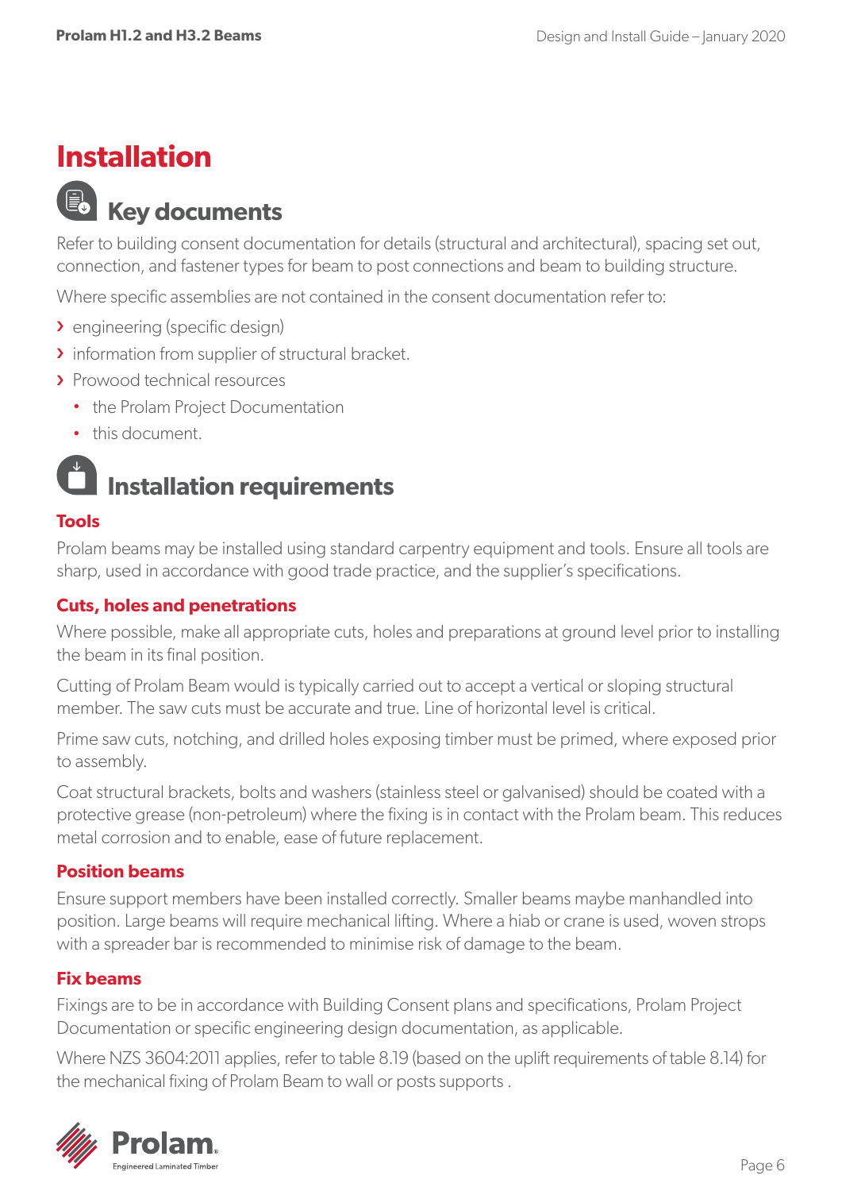# Installation

## Key documents

Refer to building consent documentation for details (structural and architectural), spacing set out, connection, and fastener types for beam to post connections and beam to building structure.

Where specific assemblies are not contained in the consent documentation refer to:

- engineering (specific design)
- information from supplier of structural bracket.
- Prowood technical resources
  - the Prolam Project Documentation
  - this document.

## Installation requirements

### Tools

Prolam beams may be installed using standard carpentry equipment and tools. Ensure all tools are sharp, used in accordance with good trade practice, and the supplier's specifications.

### Cuts, holes and penetrations

Where possible, make all appropriate cuts, holes and preparations at ground level prior to installing the beam in its final position.

Cutting of Prolam Beam would is typically carried out to accept a vertical or sloping structural member. The saw cuts must be accurate and true. Line of horizontal level is critical.

Prime saw cuts, notching, and drilled holes exposing timber must be primed, where exposed prior to assembly.

Coat structural brackets, bolts and washers (stainless steel or galvanised) should be coated with a protective grease (non-petroleum) where the fixing is in contact with the Prolam beam. This reduces metal corrosion and to enable, ease of future replacement.

### Position beams

Ensure support members have been installed correctly. Smaller beams maybe manhandled into position. Large beams will require mechanical lifting. Where a hiab or crane is used, woven strops with a spreader bar is recommended to minimise risk of damage to the beam.

### Fix beams

Fixings are to be in accordance with Building Consent plans and specifications, Prolam Project Documentation or specific engineering design documentation, as applicable.

Where NZS 3604:2011 applies, refer to table 8.19 (based on the uplift requirements of table 8.14) for the mechanical fixing of Prolam Beam to wall or posts supports .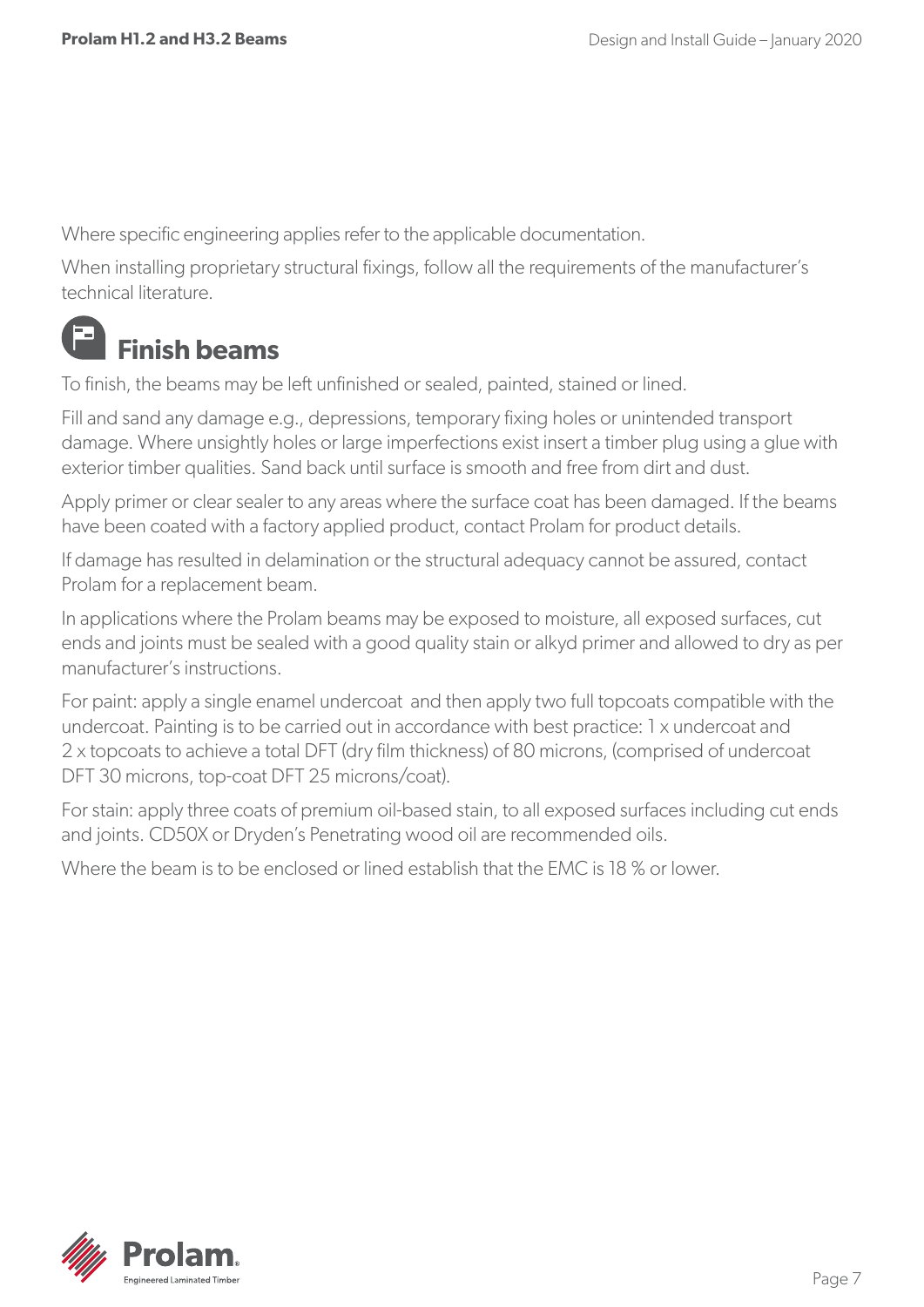Where specific engineering applies refer to the applicable documentation.

When installing proprietary structural fixings, follow all the requirements of the manufacturer's technical literature.

## Finish beams

To finish, the beams may be left unfinished or sealed, painted, stained or lined.

Fill and sand any damage e.g., depressions, temporary fixing holes or unintended transport damage. Where unsightly holes or large imperfections exist insert a timber plug using a glue with exterior timber qualities. Sand back until surface is smooth and free from dirt and dust.

Apply primer or clear sealer to any areas where the surface coat has been damaged. If the beams have been coated with a factory applied product, contact Prolam for product details.

If damage has resulted in delamination or the structural adequacy cannot be assured, contact Prolam for a replacement beam.

In applications where the Prolam beams may be exposed to moisture, all exposed surfaces, cut ends and joints must be sealed with a good quality stain or alkyd primer and allowed to dry as per manufacturer's instructions.

For paint: apply a single enamel undercoat and then apply two full topcoats compatible with the undercoat. Painting is to be carried out in accordance with best practice: 1 x undercoat and 2 x topcoats to achieve a total DFT (dry film thickness) of 80 microns, (comprised of undercoat DFT 30 microns, top-coat DFT 25 microns/coat).

For stain: apply three coats of premium oil-based stain, to all exposed surfaces including cut ends and joints. CD50X or Dryden's Penetrating wood oil are recommended oils.

Where the beam is to be enclosed or lined establish that the EMC is 18 % or lower.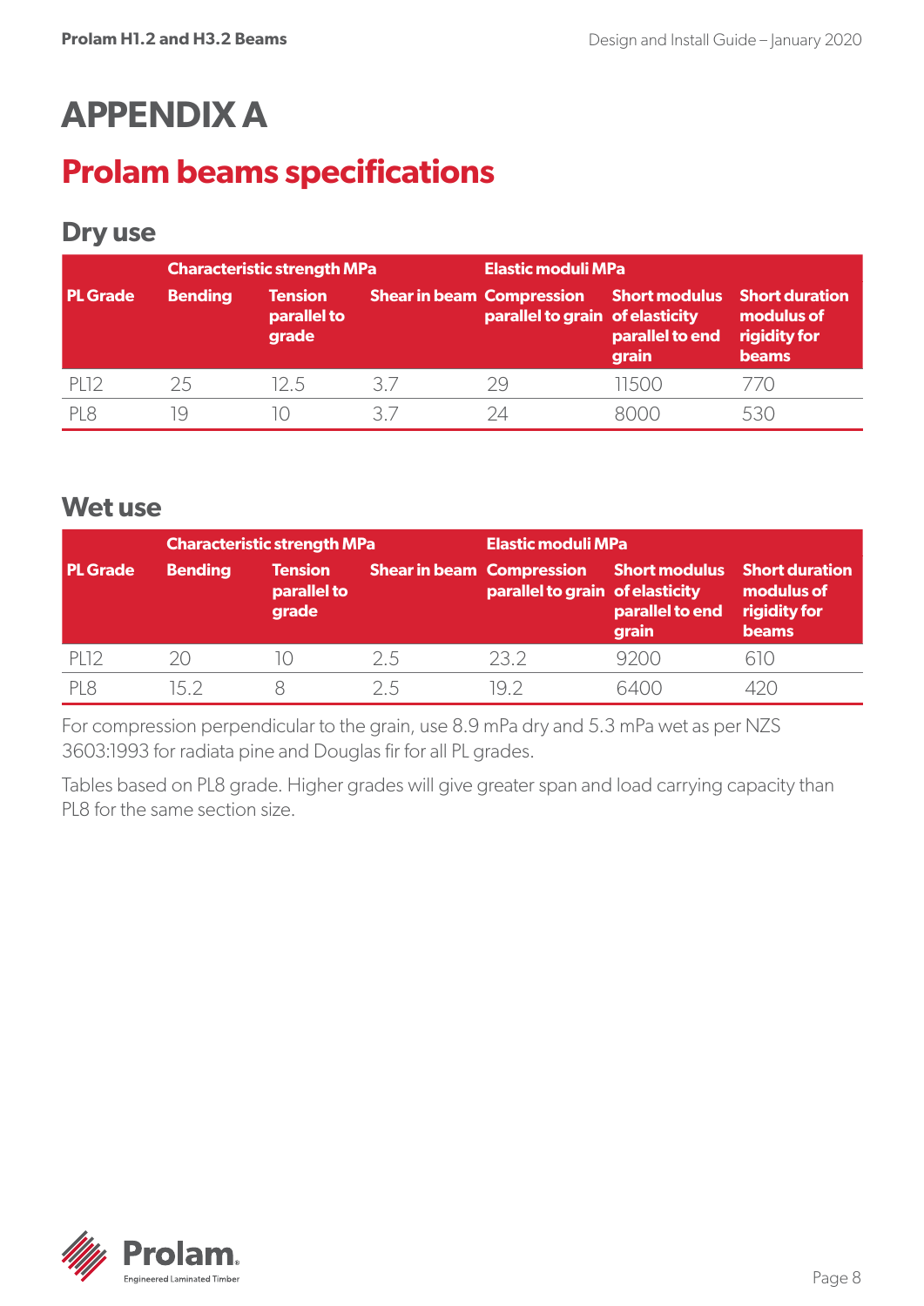# APPENDIX A

## Prolam beams specifications

### Dry use

| PL Grade | Characteristic strength MPa | | | Elastic moduli MPa | | |
|---|---|---|---|---|---|---|
| | Bending | Tension parallel to grade | Shear in beam | Compression parallel to grain | Short modulus of elasticity parallel to end grain | Short duration modulus of rigidity for beams |
| PL12 | 25 | 12.5 | 3.7 | 29 | 11500 | 770 |
| PL8 | 19 | 10 | 3.7 | 24 | 8000 | 530 |

### Wet use

| PL Grade | Characteristic strength MPa | | | Elastic moduli MPa | | |
|---|---|---|---|---|---|---|
| | Bending | Tension parallel to grade | Shear in beam | Compression parallel to grain | Short modulus of elasticity parallel to end grain | Short duration modulus of rigidity for beams |
| PL12 | 20 | 10 | 2.5 | 23.2 | 9200 | 610 |
| PL8 | 15.2 | 8 | 2.5 | 19.2 | 6400 | 420 |

For compression perpendicular to the grain, use 8.9 mPa dry and 5.3 mPa wet as per NZS 3603:1993 for radiata pine and Douglas fir for all PL grades.

Tables based on PL8 grade. Higher grades will give greater span and load carrying capacity than PL8 for the same section size.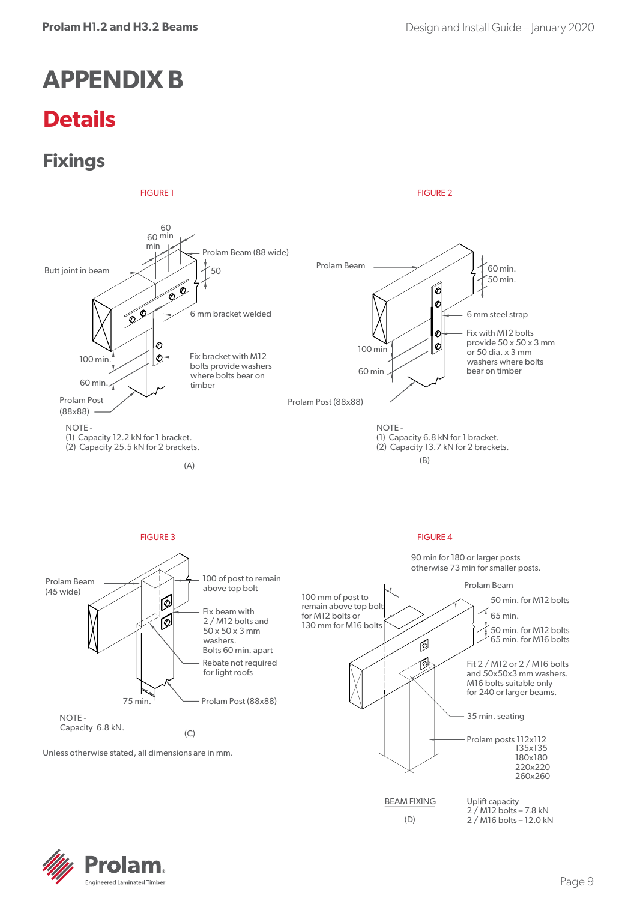# APPENDIX B

# Details

## Fixings

FIGURE 1

60 min

60 min

Butt joint in beam

Prolam Beam (88 wide)

50

6 mm bracket welded

100 min.

60 min.

Fix bracket with M12 bolts provide washers where bolts bear on timber

Prolam Post (88x88)

NOTE -
(1) Capacity 12.2 kN for 1 bracket.
(2) Capacity 25.5 kN for 2 brackets.

(A)

FIGURE 2

Prolam Beam

60 min.

50 min.

6 mm steel strap

100 min

60 min

Fix with M12 bolts provide 50 x 50 x 3 mm or 50 dia. x 3 mm washers where bolts bear on timber

Prolam Post (88x88)

NOTE -
(1) Capacity 6.8 kN for 1 bracket.
(2) Capacity 13.7 kN for 2 brackets.

(B)

FIGURE 3

Prolam Beam (45 wide)

100 of post to remain above top bolt

Fix beam with 2 / M12 bolts and 50 x 50 x 3 mm washers. Bolts 60 min. apart

Rebate not required for light roofs

75 min.

Prolam Post (88x88)

NOTE -
Capacity 6.8 kN.

(C)

Unless otherwise stated, all dimensions are in mm.

FIGURE 4

90 min for 180 or larger posts otherwise 73 min for smaller posts.

100 mm of post to remain above top bolt for M12 bolts or 130 mm for M16 bolts

Prolam Beam

50 min. for M12 bolts

65 min.

50 min. for M12 bolts
65 min. for M16 bolts

Fit 2 / M12 or 2 / M16 bolts and 50x50x3 mm washers. M16 bolts suitable only for 240 or larger beams.

35 min. seating

Prolam posts 112x112
135x135
180x180
220x220
260x260

BEAM FIXING

(D)

Uplift capacity
2 / M12 bolts – 7.8 kN
2 / M16 bolts – 12.0 kN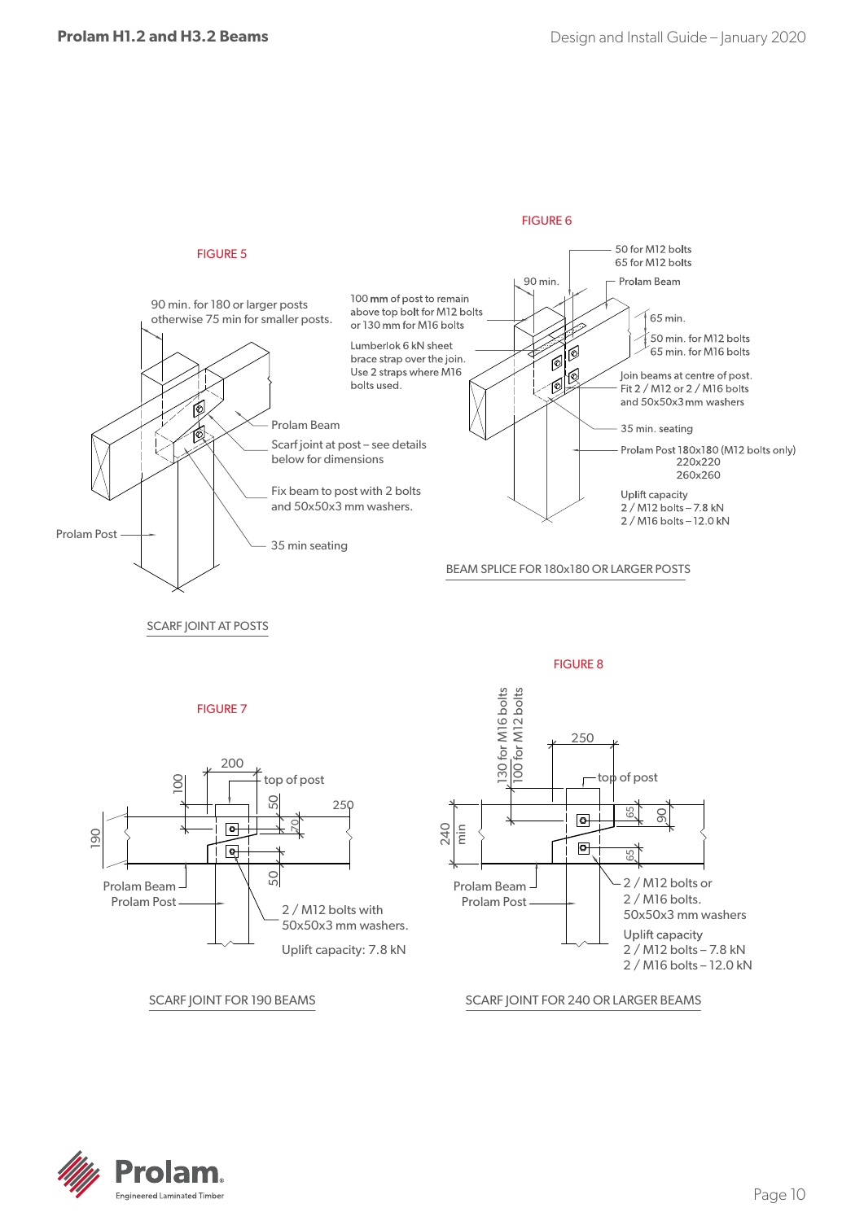## FIGURE 5

90 min. for 180 or larger posts otherwise 75 min for smaller posts.

Prolam Beam

Scarf joint at post – see details below for dimensions

Fix beam to post with 2 bolts and 50x50x3 mm washers.

35 min seating

Prolam Post

SCARF JOINT AT POSTS

## FIGURE 6

50 for M12 bolts
65 for M12 bolts

90 min.

Prolam Beam

100 mm of post to remain above top bolt for M12 bolts or 130 mm for M16 bolts

Lumberlok 6 kN sheet brace strap over the join. Use 2 straps where M16 bolts used.

65 min.

50 min. for M12 bolts
65 min. for M16 bolts

Join beams at centre of post. Fit 2 / M12 or 2 / M16 bolts and 50x50x3 mm washers

35 min. seating

Prolam Post 180x180 (M12 bolts only)
220x220
260x260

Uplift capacity
2 / M12 bolts – 7.8 kN
2 / M16 bolts – 12.0 kN

BEAM SPLICE FOR 180x180 OR LARGER POSTS

## FIGURE 7

200

100

top of post

50

250

190

70

50

Prolam Beam

Prolam Post

2 / M12 bolts with 50x50x3 mm washers.

Uplift capacity: 7.8 kN

SCARF JOINT FOR 190 BEAMS

## FIGURE 8

130 for M16 bolts
100 for M12 bolts

250

top of post

240 min

65

90

65

Prolam Beam

Prolam Post

2 / M12 bolts or
2 / M16 bolts.
50x50x3 mm washers

Uplift capacity
2 / M12 bolts – 7.8 kN
2 / M16 bolts – 12.0 kN

SCARF JOINT FOR 240 OR LARGER BEAMS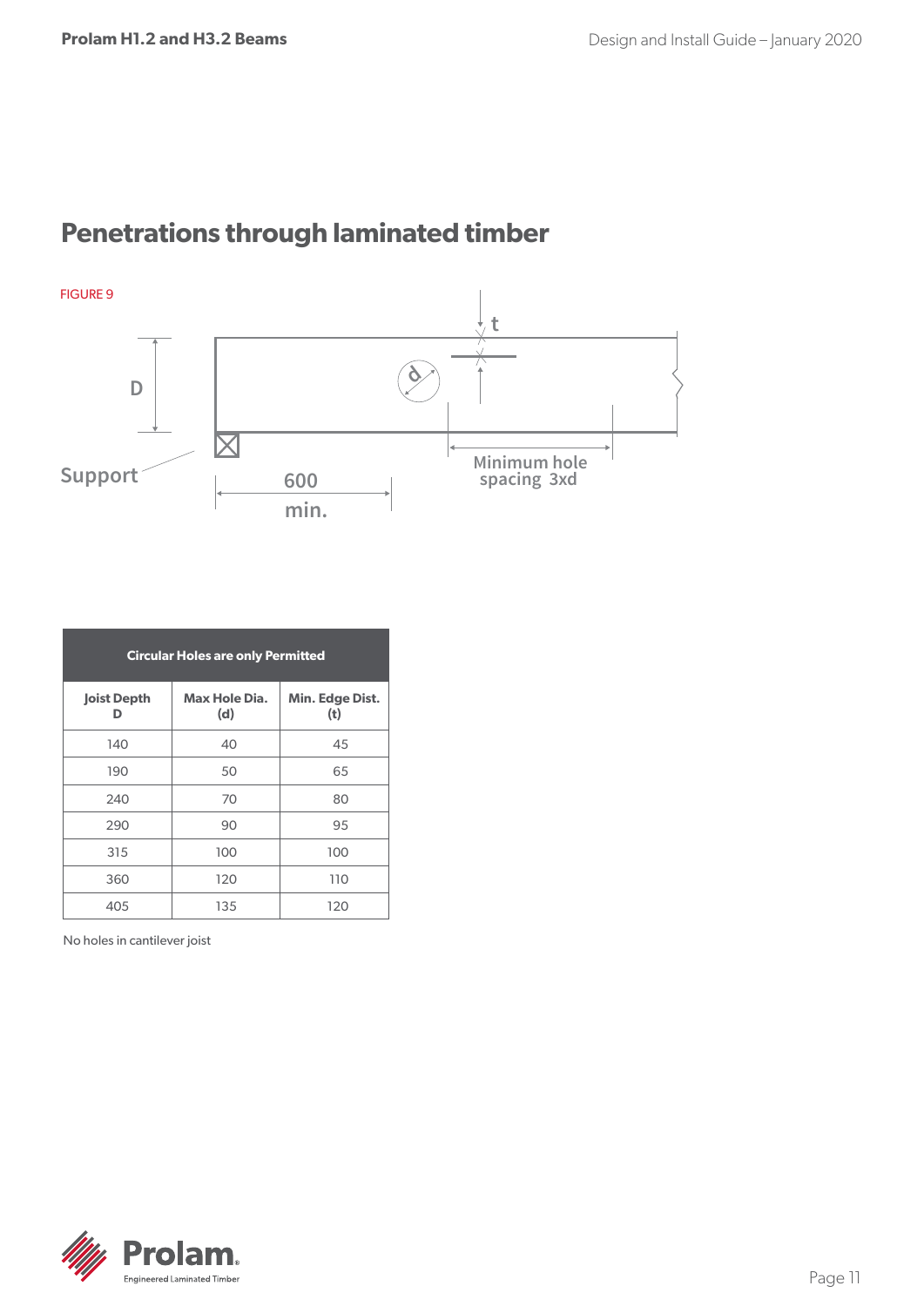# Penetrations through laminated timber

FIGURE 9

| Circular Holes are only Permitted | | |
|---|---|---|
| Joist Depth D | Max Hole Dia. (d) | Min. Edge Dist. (t) |
| 140 | 40 | 45 |
| 190 | 50 | 65 |
| 240 | 70 | 80 |
| 290 | 90 | 95 |
| 315 | 100 | 100 |
| 360 | 120 | 110 |
| 405 | 135 | 120 |

No holes in cantilever joist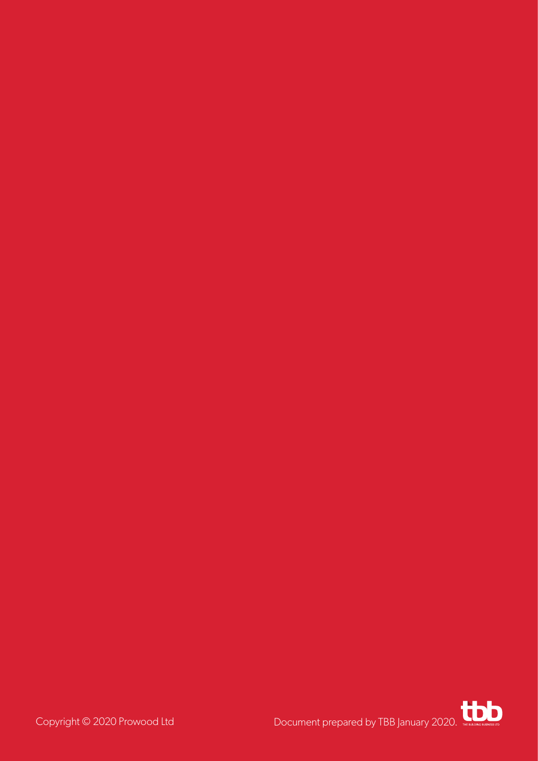Copyright © 2020 Prowood Ltd

Document prepared by TBB January 2020.